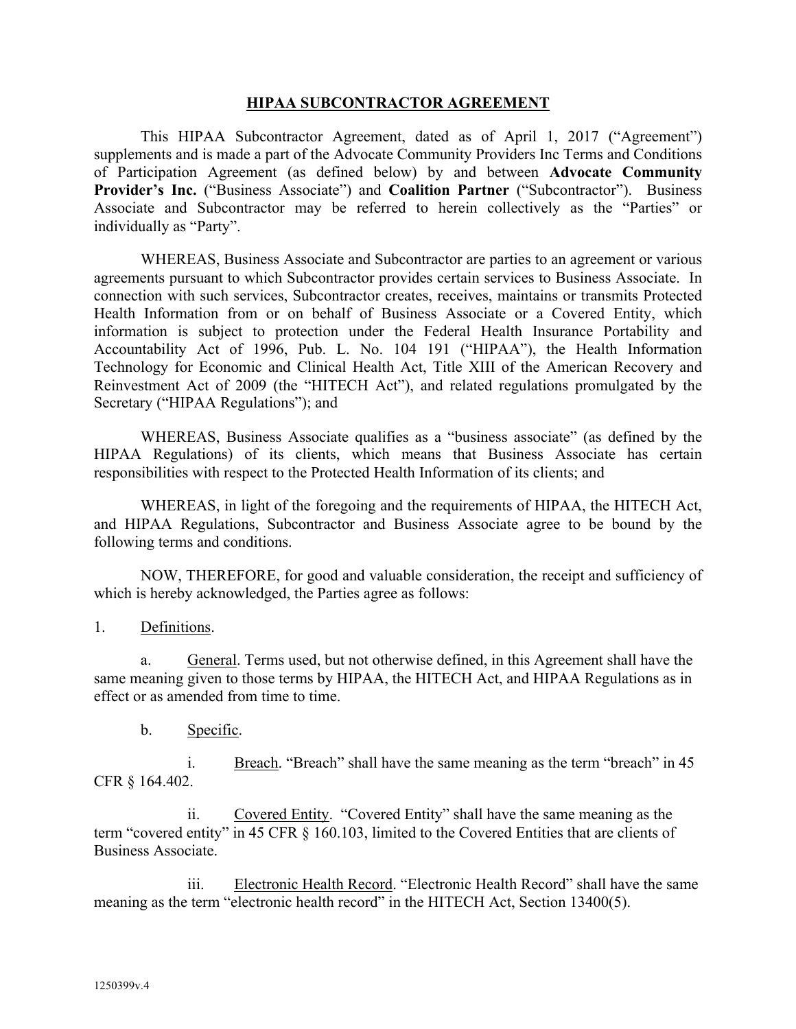# HIPAA SUBCONTRACTOR AGREEMENT

This HIPAA Subcontractor Agreement, dated as of April 1, 2017 ("Agreement") supplements and is made a part of the Advocate Community Providers Inc Terms and Conditions of Participation Agreement (as defined below) by and between **Advocate Community Provider's Inc.** ("Business Associate") and **Coalition Partner** ("Subcontractor"). Business Associate and Subcontractor may be referred to herein collectively as the "Parties" or individually as "Party".

WHEREAS, Business Associate and Subcontractor are parties to an agreement or various agreements pursuant to which Subcontractor provides certain services to Business Associate. In connection with such services, Subcontractor creates, receives, maintains or transmits Protected Health Information from or on behalf of Business Associate or a Covered Entity, which information is subject to protection under the Federal Health Insurance Portability and Accountability Act of 1996, Pub. L. No. 104 191 ("HIPAA"), the Health Information Technology for Economic and Clinical Health Act, Title XIII of the American Recovery and Reinvestment Act of 2009 (the "HITECH Act"), and related regulations promulgated by the Secretary ("HIPAA Regulations"); and

WHEREAS, Business Associate qualifies as a "business associate" (as defined by the HIPAA Regulations) of its clients, which means that Business Associate has certain responsibilities with respect to the Protected Health Information of its clients; and

WHEREAS, in light of the foregoing and the requirements of HIPAA, the HITECH Act, and HIPAA Regulations, Subcontractor and Business Associate agree to be bound by the following terms and conditions.

NOW, THEREFORE, for good and valuable consideration, the receipt and sufficiency of which is hereby acknowledged, the Parties agree as follows:

1. Definitions.

a. General. Terms used, but not otherwise defined, in this Agreement shall have the same meaning given to those terms by HIPAA, the HITECH Act, and HIPAA Regulations as in effect or as amended from time to time.

b. Specific.

i. Breach. "Breach" shall have the same meaning as the term "breach" in 45 CFR § 164.402.

ii. Covered Entity. "Covered Entity" shall have the same meaning as the term "covered entity" in 45 CFR § 160.103, limited to the Covered Entities that are clients of Business Associate.

iii. Electronic Health Record. "Electronic Health Record" shall have the same meaning as the term "electronic health record" in the HITECH Act, Section 13400(5).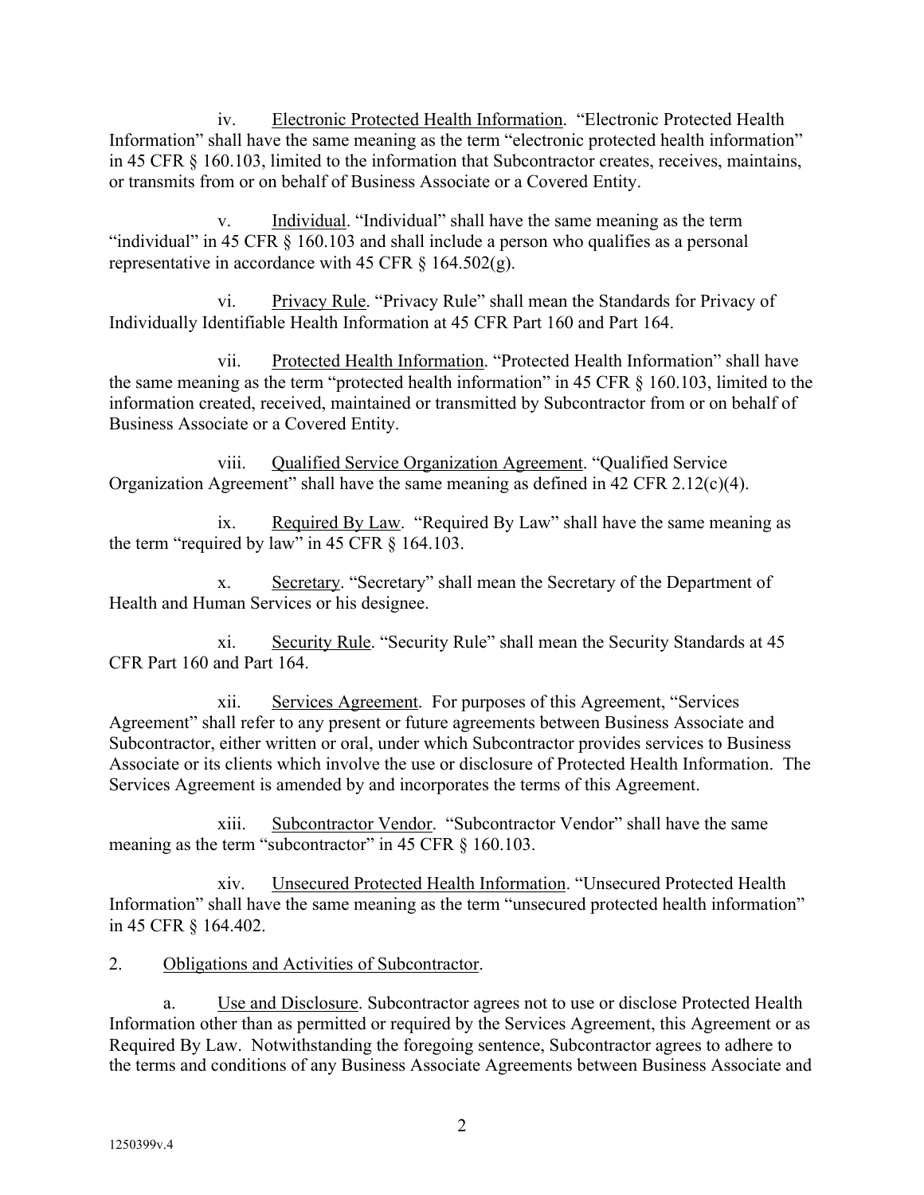iv. Electronic Protected Health Information. "Electronic Protected Health Information" shall have the same meaning as the term "electronic protected health information" in 45 CFR § 160.103, limited to the information that Subcontractor creates, receives, maintains, or transmits from or on behalf of Business Associate or a Covered Entity.

v. Individual. "Individual" shall have the same meaning as the term "individual" in 45 CFR § 160.103 and shall include a person who qualifies as a personal representative in accordance with 45 CFR § 164.502(g).

vi. Privacy Rule. "Privacy Rule" shall mean the Standards for Privacy of Individually Identifiable Health Information at 45 CFR Part 160 and Part 164.

vii. Protected Health Information. "Protected Health Information" shall have the same meaning as the term "protected health information" in 45 CFR § 160.103, limited to the information created, received, maintained or transmitted by Subcontractor from or on behalf of Business Associate or a Covered Entity.

viii. Qualified Service Organization Agreement. "Qualified Service Organization Agreement" shall have the same meaning as defined in 42 CFR 2.12(c)(4).

ix. Required By Law. "Required By Law" shall have the same meaning as the term "required by law" in 45 CFR § 164.103.

x. Secretary. "Secretary" shall mean the Secretary of the Department of Health and Human Services or his designee.

xi. Security Rule. "Security Rule" shall mean the Security Standards at 45 CFR Part 160 and Part 164.

xii. Services Agreement. For purposes of this Agreement, "Services Agreement" shall refer to any present or future agreements between Business Associate and Subcontractor, either written or oral, under which Subcontractor provides services to Business Associate or its clients which involve the use or disclosure of Protected Health Information. The Services Agreement is amended by and incorporates the terms of this Agreement.

xiii. Subcontractor Vendor. "Subcontractor Vendor" shall have the same meaning as the term "subcontractor" in 45 CFR § 160.103.

xiv. Unsecured Protected Health Information. "Unsecured Protected Health Information" shall have the same meaning as the term "unsecured protected health information" in 45 CFR § 164.402.

2. Obligations and Activities of Subcontractor.

a. Use and Disclosure. Subcontractor agrees not to use or disclose Protected Health Information other than as permitted or required by the Services Agreement, this Agreement or as Required By Law. Notwithstanding the foregoing sentence, Subcontractor agrees to adhere to the terms and conditions of any Business Associate Agreements between Business Associate and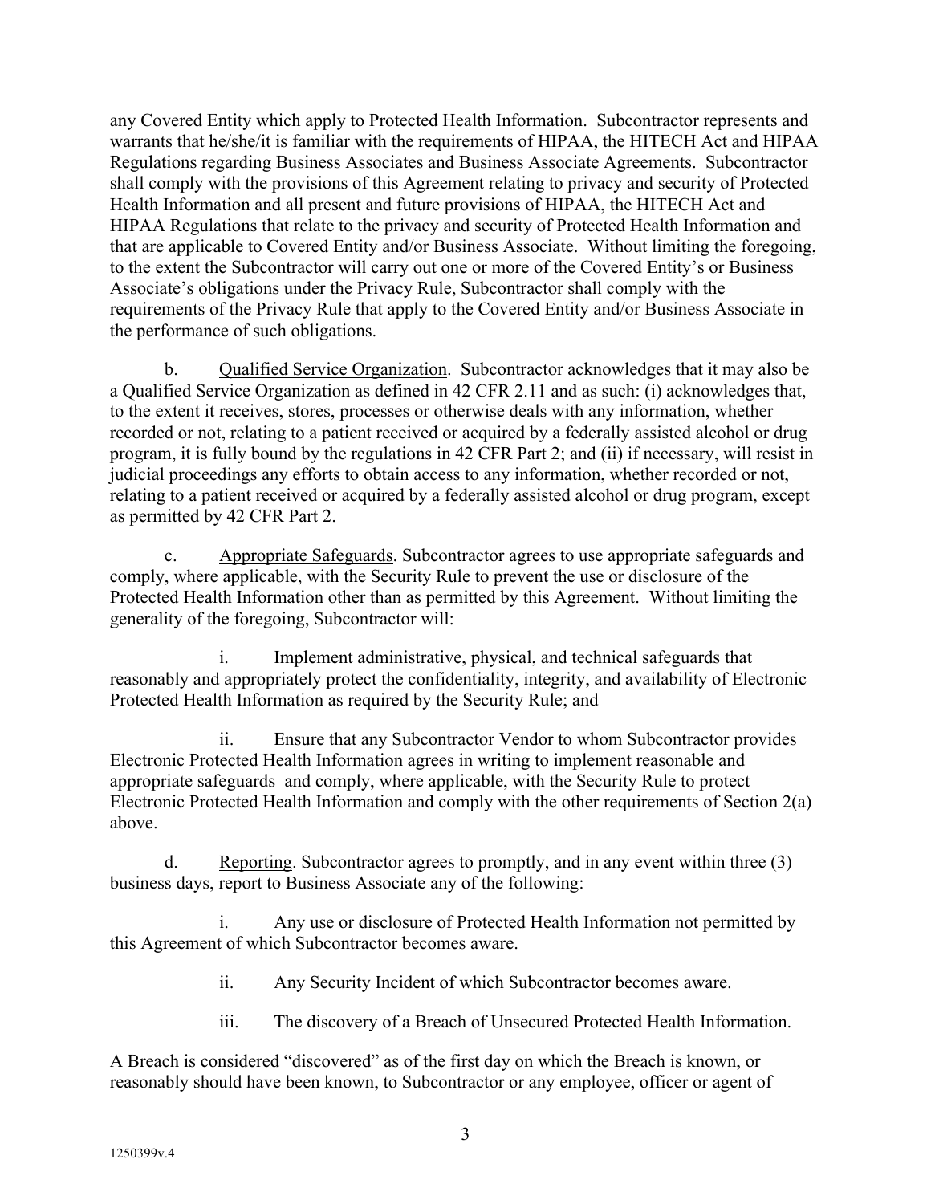any Covered Entity which apply to Protected Health Information. Subcontractor represents and warrants that he/she/it is familiar with the requirements of HIPAA, the HITECH Act and HIPAA Regulations regarding Business Associates and Business Associate Agreements. Subcontractor shall comply with the provisions of this Agreement relating to privacy and security of Protected Health Information and all present and future provisions of HIPAA, the HITECH Act and HIPAA Regulations that relate to the privacy and security of Protected Health Information and that are applicable to Covered Entity and/or Business Associate. Without limiting the foregoing, to the extent the Subcontractor will carry out one or more of the Covered Entity's or Business Associate's obligations under the Privacy Rule, Subcontractor shall comply with the requirements of the Privacy Rule that apply to the Covered Entity and/or Business Associate in the performance of such obligations.

b. Qualified Service Organization. Subcontractor acknowledges that it may also be a Qualified Service Organization as defined in 42 CFR 2.11 and as such: (i) acknowledges that, to the extent it receives, stores, processes or otherwise deals with any information, whether recorded or not, relating to a patient received or acquired by a federally assisted alcohol or drug program, it is fully bound by the regulations in 42 CFR Part 2; and (ii) if necessary, will resist in judicial proceedings any efforts to obtain access to any information, whether recorded or not, relating to a patient received or acquired by a federally assisted alcohol or drug program, except as permitted by 42 CFR Part 2.

c. Appropriate Safeguards. Subcontractor agrees to use appropriate safeguards and comply, where applicable, with the Security Rule to prevent the use or disclosure of the Protected Health Information other than as permitted by this Agreement. Without limiting the generality of the foregoing, Subcontractor will:

i. Implement administrative, physical, and technical safeguards that reasonably and appropriately protect the confidentiality, integrity, and availability of Electronic Protected Health Information as required by the Security Rule; and

ii. Ensure that any Subcontractor Vendor to whom Subcontractor provides Electronic Protected Health Information agrees in writing to implement reasonable and appropriate safeguards and comply, where applicable, with the Security Rule to protect Electronic Protected Health Information and comply with the other requirements of Section 2(a) above.

d. Reporting. Subcontractor agrees to promptly, and in any event within three (3) business days, report to Business Associate any of the following:

i. Any use or disclosure of Protected Health Information not permitted by this Agreement of which Subcontractor becomes aware.

ii. Any Security Incident of which Subcontractor becomes aware.

iii. The discovery of a Breach of Unsecured Protected Health Information.

A Breach is considered "discovered" as of the first day on which the Breach is known, or reasonably should have been known, to Subcontractor or any employee, officer or agent of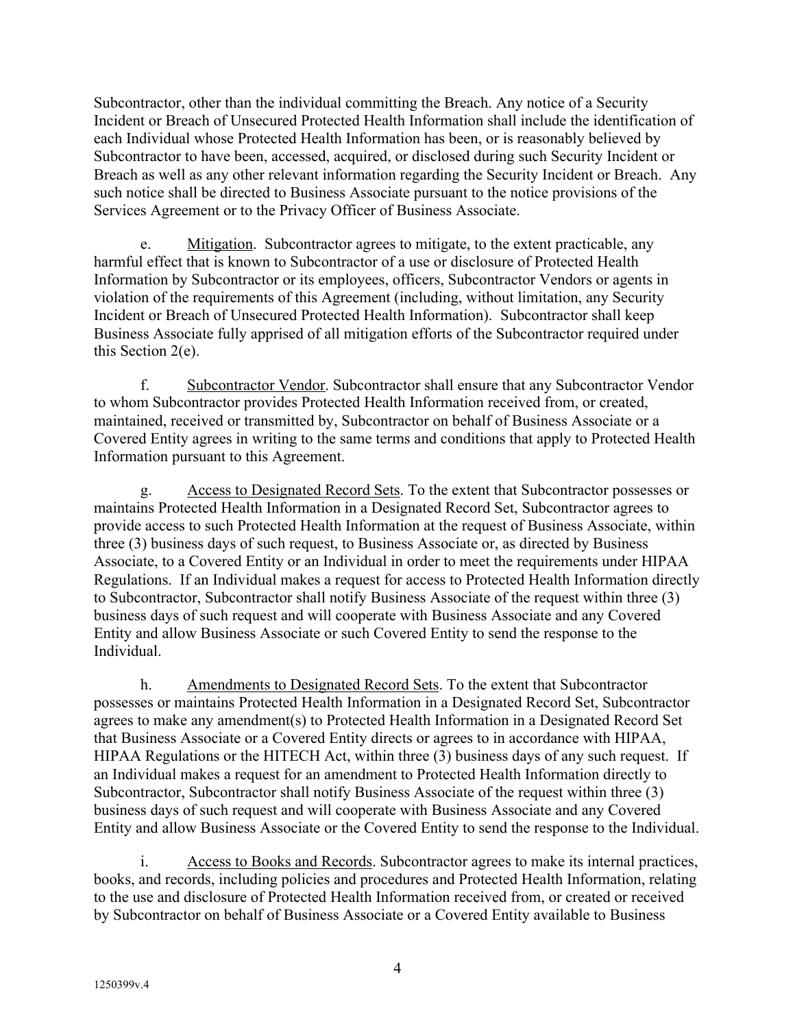Subcontractor, other than the individual committing the Breach. Any notice of a Security Incident or Breach of Unsecured Protected Health Information shall include the identification of each Individual whose Protected Health Information has been, or is reasonably believed by Subcontractor to have been, accessed, acquired, or disclosed during such Security Incident or Breach as well as any other relevant information regarding the Security Incident or Breach. Any such notice shall be directed to Business Associate pursuant to the notice provisions of the Services Agreement or to the Privacy Officer of Business Associate.

e. Mitigation. Subcontractor agrees to mitigate, to the extent practicable, any harmful effect that is known to Subcontractor of a use or disclosure of Protected Health Information by Subcontractor or its employees, officers, Subcontractor Vendors or agents in violation of the requirements of this Agreement (including, without limitation, any Security Incident or Breach of Unsecured Protected Health Information). Subcontractor shall keep Business Associate fully apprised of all mitigation efforts of the Subcontractor required under this Section 2(e).

f. Subcontractor Vendor. Subcontractor shall ensure that any Subcontractor Vendor to whom Subcontractor provides Protected Health Information received from, or created, maintained, received or transmitted by, Subcontractor on behalf of Business Associate or a Covered Entity agrees in writing to the same terms and conditions that apply to Protected Health Information pursuant to this Agreement.

g. Access to Designated Record Sets. To the extent that Subcontractor possesses or maintains Protected Health Information in a Designated Record Set, Subcontractor agrees to provide access to such Protected Health Information at the request of Business Associate, within three (3) business days of such request, to Business Associate or, as directed by Business Associate, to a Covered Entity or an Individual in order to meet the requirements under HIPAA Regulations. If an Individual makes a request for access to Protected Health Information directly to Subcontractor, Subcontractor shall notify Business Associate of the request within three (3) business days of such request and will cooperate with Business Associate and any Covered Entity and allow Business Associate or such Covered Entity to send the response to the Individual.

h. Amendments to Designated Record Sets. To the extent that Subcontractor possesses or maintains Protected Health Information in a Designated Record Set, Subcontractor agrees to make any amendment(s) to Protected Health Information in a Designated Record Set that Business Associate or a Covered Entity directs or agrees to in accordance with HIPAA, HIPAA Regulations or the HITECH Act, within three (3) business days of any such request. If an Individual makes a request for an amendment to Protected Health Information directly to Subcontractor, Subcontractor shall notify Business Associate of the request within three (3) business days of such request and will cooperate with Business Associate and any Covered Entity and allow Business Associate or the Covered Entity to send the response to the Individual.

i. Access to Books and Records. Subcontractor agrees to make its internal practices, books, and records, including policies and procedures and Protected Health Information, relating to the use and disclosure of Protected Health Information received from, or created or received by Subcontractor on behalf of Business Associate or a Covered Entity available to Business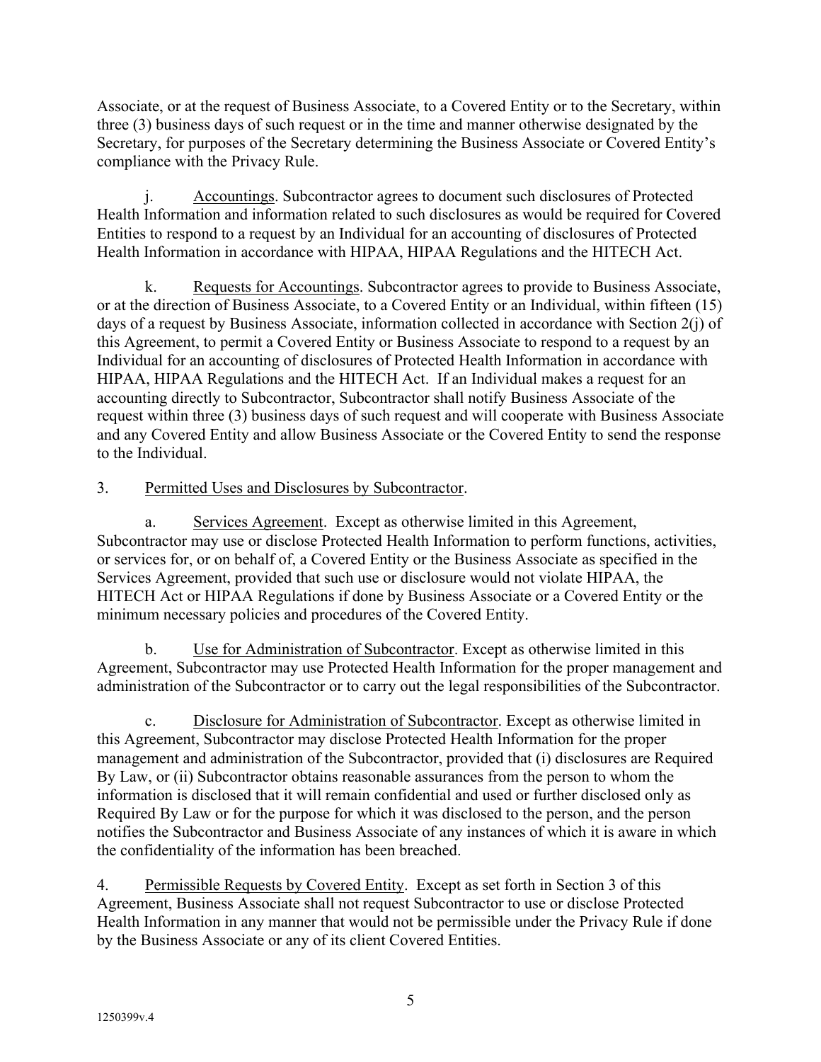Associate, or at the request of Business Associate, to a Covered Entity or to the Secretary, within three (3) business days of such request or in the time and manner otherwise designated by the Secretary, for purposes of the Secretary determining the Business Associate or Covered Entity's compliance with the Privacy Rule.

j. Accountings. Subcontractor agrees to document such disclosures of Protected Health Information and information related to such disclosures as would be required for Covered Entities to respond to a request by an Individual for an accounting of disclosures of Protected Health Information in accordance with HIPAA, HIPAA Regulations and the HITECH Act.

k. Requests for Accountings. Subcontractor agrees to provide to Business Associate, or at the direction of Business Associate, to a Covered Entity or an Individual, within fifteen (15) days of a request by Business Associate, information collected in accordance with Section 2(j) of this Agreement, to permit a Covered Entity or Business Associate to respond to a request by an Individual for an accounting of disclosures of Protected Health Information in accordance with HIPAA, HIPAA Regulations and the HITECH Act. If an Individual makes a request for an accounting directly to Subcontractor, Subcontractor shall notify Business Associate of the request within three (3) business days of such request and will cooperate with Business Associate and any Covered Entity and allow Business Associate or the Covered Entity to send the response to the Individual.

3. Permitted Uses and Disclosures by Subcontractor.

a. Services Agreement. Except as otherwise limited in this Agreement, Subcontractor may use or disclose Protected Health Information to perform functions, activities, or services for, or on behalf of, a Covered Entity or the Business Associate as specified in the Services Agreement, provided that such use or disclosure would not violate HIPAA, the HITECH Act or HIPAA Regulations if done by Business Associate or a Covered Entity or the minimum necessary policies and procedures of the Covered Entity.

b. Use for Administration of Subcontractor. Except as otherwise limited in this Agreement, Subcontractor may use Protected Health Information for the proper management and administration of the Subcontractor or to carry out the legal responsibilities of the Subcontractor.

c. Disclosure for Administration of Subcontractor. Except as otherwise limited in this Agreement, Subcontractor may disclose Protected Health Information for the proper management and administration of the Subcontractor, provided that (i) disclosures are Required By Law, or (ii) Subcontractor obtains reasonable assurances from the person to whom the information is disclosed that it will remain confidential and used or further disclosed only as Required By Law or for the purpose for which it was disclosed to the person, and the person notifies the Subcontractor and Business Associate of any instances of which it is aware in which the confidentiality of the information has been breached.

4. Permissible Requests by Covered Entity. Except as set forth in Section 3 of this Agreement, Business Associate shall not request Subcontractor to use or disclose Protected Health Information in any manner that would not be permissible under the Privacy Rule if done by the Business Associate or any of its client Covered Entities.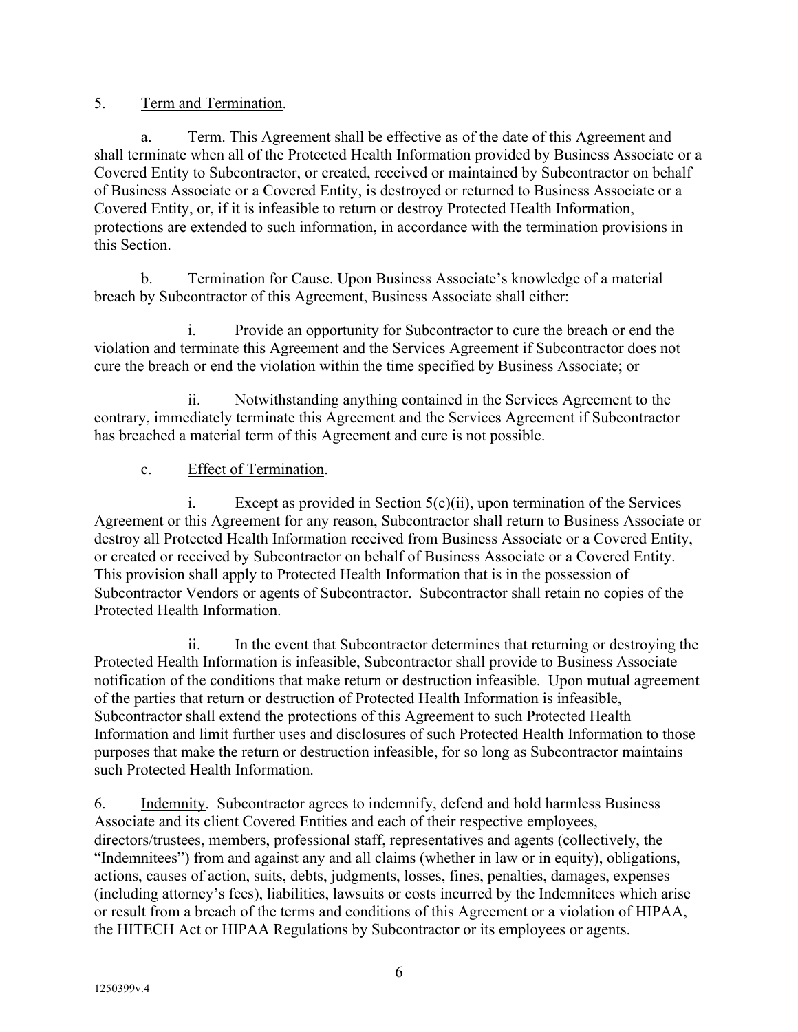5. Term and Termination.

a. Term. This Agreement shall be effective as of the date of this Agreement and shall terminate when all of the Protected Health Information provided by Business Associate or a Covered Entity to Subcontractor, or created, received or maintained by Subcontractor on behalf of Business Associate or a Covered Entity, is destroyed or returned to Business Associate or a Covered Entity, or, if it is infeasible to return or destroy Protected Health Information, protections are extended to such information, in accordance with the termination provisions in this Section.

b. Termination for Cause. Upon Business Associate's knowledge of a material breach by Subcontractor of this Agreement, Business Associate shall either:

i. Provide an opportunity for Subcontractor to cure the breach or end the violation and terminate this Agreement and the Services Agreement if Subcontractor does not cure the breach or end the violation within the time specified by Business Associate; or

ii. Notwithstanding anything contained in the Services Agreement to the contrary, immediately terminate this Agreement and the Services Agreement if Subcontractor has breached a material term of this Agreement and cure is not possible.

c. Effect of Termination.

i. Except as provided in Section 5(c)(ii), upon termination of the Services Agreement or this Agreement for any reason, Subcontractor shall return to Business Associate or destroy all Protected Health Information received from Business Associate or a Covered Entity, or created or received by Subcontractor on behalf of Business Associate or a Covered Entity. This provision shall apply to Protected Health Information that is in the possession of Subcontractor Vendors or agents of Subcontractor. Subcontractor shall retain no copies of the Protected Health Information.

ii. In the event that Subcontractor determines that returning or destroying the Protected Health Information is infeasible, Subcontractor shall provide to Business Associate notification of the conditions that make return or destruction infeasible. Upon mutual agreement of the parties that return or destruction of Protected Health Information is infeasible, Subcontractor shall extend the protections of this Agreement to such Protected Health Information and limit further uses and disclosures of such Protected Health Information to those purposes that make the return or destruction infeasible, for so long as Subcontractor maintains such Protected Health Information.

6. Indemnity. Subcontractor agrees to indemnify, defend and hold harmless Business Associate and its client Covered Entities and each of their respective employees, directors/trustees, members, professional staff, representatives and agents (collectively, the "Indemnitees") from and against any and all claims (whether in law or in equity), obligations, actions, causes of action, suits, debts, judgments, losses, fines, penalties, damages, expenses (including attorney's fees), liabilities, lawsuits or costs incurred by the Indemnitees which arise or result from a breach of the terms and conditions of this Agreement or a violation of HIPAA, the HITECH Act or HIPAA Regulations by Subcontractor or its employees or agents.

1250399v.4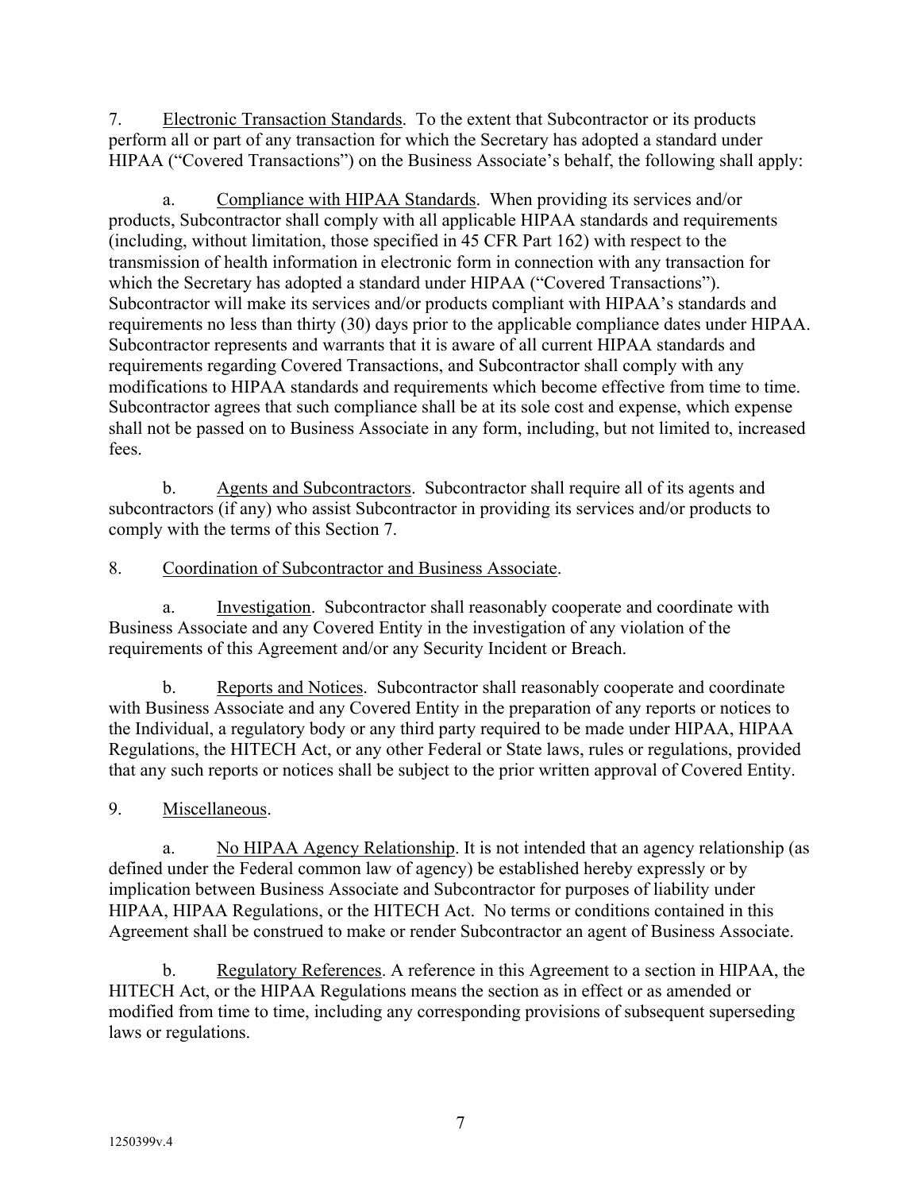7. Electronic Transaction Standards. To the extent that Subcontractor or its products perform all or part of any transaction for which the Secretary has adopted a standard under HIPAA ("Covered Transactions") on the Business Associate's behalf, the following shall apply:

a. Compliance with HIPAA Standards. When providing its services and/or products, Subcontractor shall comply with all applicable HIPAA standards and requirements (including, without limitation, those specified in 45 CFR Part 162) with respect to the transmission of health information in electronic form in connection with any transaction for which the Secretary has adopted a standard under HIPAA ("Covered Transactions"). Subcontractor will make its services and/or products compliant with HIPAA's standards and requirements no less than thirty (30) days prior to the applicable compliance dates under HIPAA. Subcontractor represents and warrants that it is aware of all current HIPAA standards and requirements regarding Covered Transactions, and Subcontractor shall comply with any modifications to HIPAA standards and requirements which become effective from time to time. Subcontractor agrees that such compliance shall be at its sole cost and expense, which expense shall not be passed on to Business Associate in any form, including, but not limited to, increased fees.

b. Agents and Subcontractors. Subcontractor shall require all of its agents and subcontractors (if any) who assist Subcontractor in providing its services and/or products to comply with the terms of this Section 7.

8. Coordination of Subcontractor and Business Associate.

a. Investigation. Subcontractor shall reasonably cooperate and coordinate with Business Associate and any Covered Entity in the investigation of any violation of the requirements of this Agreement and/or any Security Incident or Breach.

b. Reports and Notices. Subcontractor shall reasonably cooperate and coordinate with Business Associate and any Covered Entity in the preparation of any reports or notices to the Individual, a regulatory body or any third party required to be made under HIPAA, HIPAA Regulations, the HITECH Act, or any other Federal or State laws, rules or regulations, provided that any such reports or notices shall be subject to the prior written approval of Covered Entity.

9. Miscellaneous.

a. No HIPAA Agency Relationship. It is not intended that an agency relationship (as defined under the Federal common law of agency) be established hereby expressly or by implication between Business Associate and Subcontractor for purposes of liability under HIPAA, HIPAA Regulations, or the HITECH Act. No terms or conditions contained in this Agreement shall be construed to make or render Subcontractor an agent of Business Associate.

b. Regulatory References. A reference in this Agreement to a section in HIPAA, the HITECH Act, or the HIPAA Regulations means the section as in effect or as amended or modified from time to time, including any corresponding provisions of subsequent superseding laws or regulations.

1250399v.4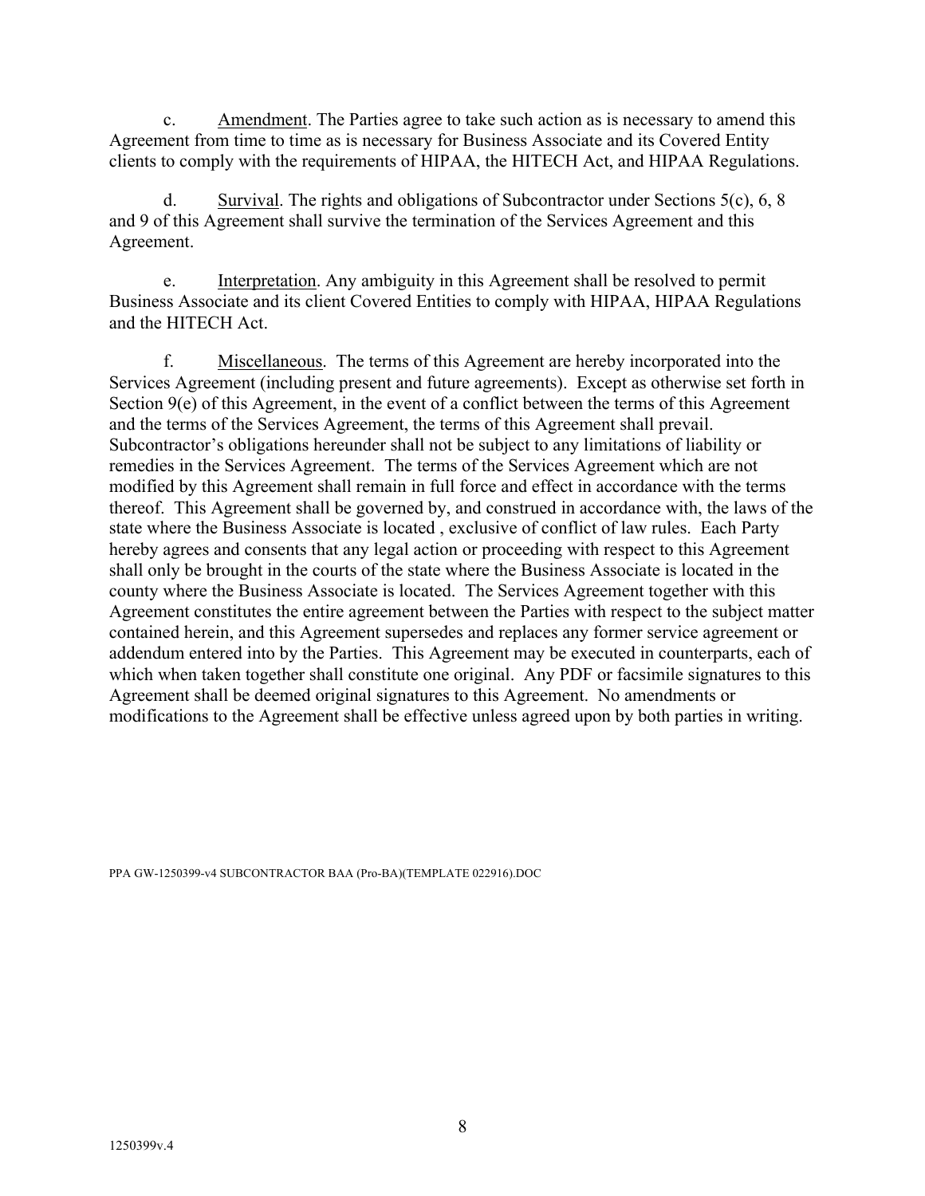c. <u>Amendment</u>. The Parties agree to take such action as is necessary to amend this Agreement from time to time as is necessary for Business Associate and its Covered Entity clients to comply with the requirements of HIPAA, the HITECH Act, and HIPAA Regulations.

d. <u>Survival</u>. The rights and obligations of Subcontractor under Sections 5(c), 6, 8 and 9 of this Agreement shall survive the termination of the Services Agreement and this Agreement.

e. <u>Interpretation</u>. Any ambiguity in this Agreement shall be resolved to permit Business Associate and its client Covered Entities to comply with HIPAA, HIPAA Regulations and the HITECH Act.

f. <u>Miscellaneous</u>. The terms of this Agreement are hereby incorporated into the Services Agreement (including present and future agreements). Except as otherwise set forth in Section 9(e) of this Agreement, in the event of a conflict between the terms of this Agreement and the terms of the Services Agreement, the terms of this Agreement shall prevail. Subcontractor's obligations hereunder shall not be subject to any limitations of liability or remedies in the Services Agreement. The terms of the Services Agreement which are not modified by this Agreement shall remain in full force and effect in accordance with the terms thereof. This Agreement shall be governed by, and construed in accordance with, the laws of the state where the Business Associate is located , exclusive of conflict of law rules. Each Party hereby agrees and consents that any legal action or proceeding with respect to this Agreement shall only be brought in the courts of the state where the Business Associate is located in the county where the Business Associate is located. The Services Agreement together with this Agreement constitutes the entire agreement between the Parties with respect to the subject matter contained herein, and this Agreement supersedes and replaces any former service agreement or addendum entered into by the Parties. This Agreement may be executed in counterparts, each of which when taken together shall constitute one original. Any PDF or facsimile signatures to this Agreement shall be deemed original signatures to this Agreement. No amendments or modifications to the Agreement shall be effective unless agreed upon by both parties in writing.